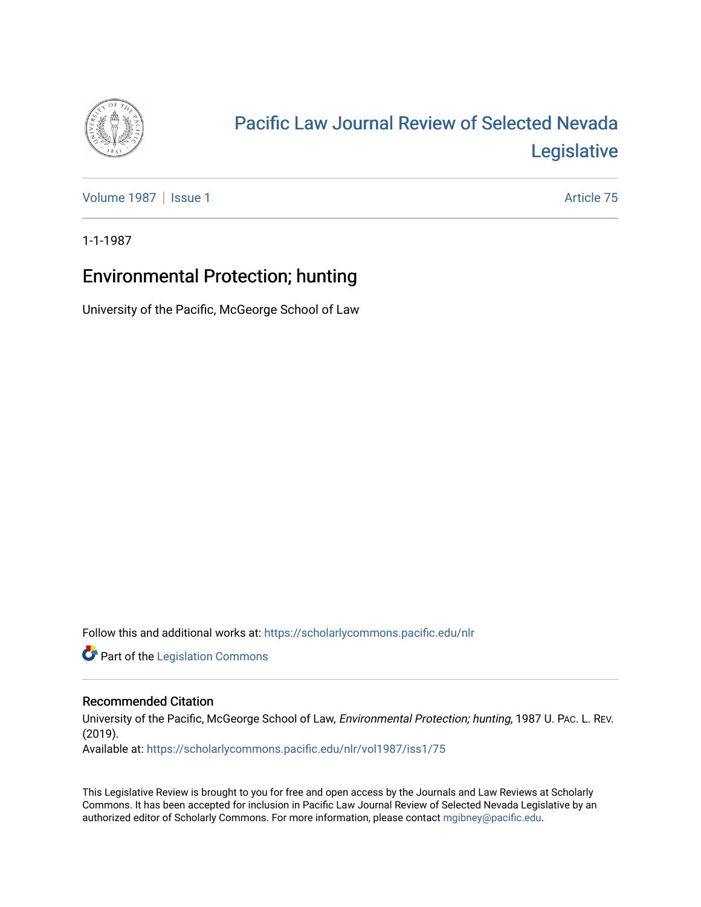# Pacific Law Journal Review of Selected Nevada Legislative

Volume 1987 | Issue 1 — Article 75

1-1-1987

## Environmental Protection; hunting

University of the Pacific, McGeorge School of Law

Follow this and additional works at: https://scholarlycommons.pacific.edu/nlr

Part of the Legislation Commons

### Recommended Citation

University of the Pacific, McGeorge School of Law, *Environmental Protection; hunting*, 1987 U. PAC. L. REV. (2019).
Available at: https://scholarlycommons.pacific.edu/nlr/vol1987/iss1/75

This Legislative Review is brought to you for free and open access by the Journals and Law Reviews at Scholarly Commons. It has been accepted for inclusion in Pacific Law Journal Review of Selected Nevada Legislative by an authorized editor of Scholarly Commons. For more information, please contact mgibney@pacific.edu.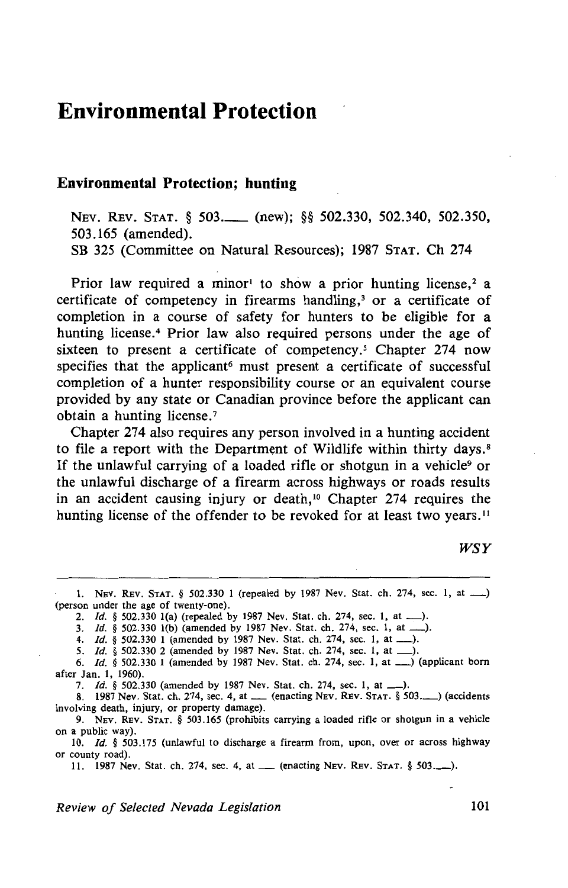# Environmental Protection

## Environmental Protection; hunting

NEV. REV. STAT. § 503.\_\_\_\_ (new); §§ 502.330, 502.340, 502.350, 503.165 (amended).

SB 325 (Committee on Natural Resources); 1987 STAT. Ch 274

Prior law required a minor[1] to show a prior hunting license,[2] a certificate of competency in firearms handling,[3] or a certificate of completion in a course of safety for hunters to be eligible for a hunting license.[4] Prior law also required persons under the age of sixteen to present a certificate of competency.[5] Chapter 274 now specifies that the applicant[6] must present a certificate of successful completion of a hunter responsibility course or an equivalent course provided by any state or Canadian province before the applicant can obtain a hunting license.[7]

Chapter 274 also requires any person involved in a hunting accident to file a report with the Department of Wildlife within thirty days.[8] If the unlawful carrying of a loaded rifle or shotgun in a vehicle[9] or the unlawful discharge of a firearm across highways or roads results in an accident causing injury or death,[10] Chapter 274 requires the hunting license of the offender to be revoked for at least two years.[11]

*WSY*

---

1. NEV. REV. STAT. § 502.330 1 (repealed by 1987 Nev. Stat. ch. 274, sec. 1, at \_\_\_) (person under the age of twenty-one).
2. *Id.* § 502.330 1(a) (repealed by 1987 Nev. Stat. ch. 274, sec. 1, at \_\_\_).
3. *Id.* § 502.330 1(b) (amended by 1987 Nev. Stat. ch. 274, sec. 1, at \_\_\_).
4. *Id.* § 502.330 1 (amended by 1987 Nev. Stat. ch. 274, sec. 1, at \_\_\_).
5. *Id.* § 502.330 2 (amended by 1987 Nev. Stat. ch. 274, sec. 1, at \_\_\_).
6. *Id.* § 502.330 1 (amended by 1987 Nev. Stat. ch. 274, sec. 1, at \_\_\_) (applicant born after Jan. 1, 1960).
7. *Id.* § 502.330 (amended by 1987 Nev. Stat. ch. 274, sec. 1, at \_\_\_).
8. 1987 Nev. Stat. ch. 274, sec. 4, at \_\_\_ (enacting NEV. REV. STAT. § 503.\_\_\_) (accidents involving death, injury, or property damage).
9. NEV. REV. STAT. § 503.165 (prohibits carrying a loaded rifle or shotgun in a vehicle on a public way).
10. *Id.* § 503.175 (unlawful to discharge a firearm from, upon, over or across highway or county road).
11. 1987 Nev. Stat. ch. 274, sec. 4, at \_\_\_ (enacting NEV. REV. STAT. § 503.\_\_\_).